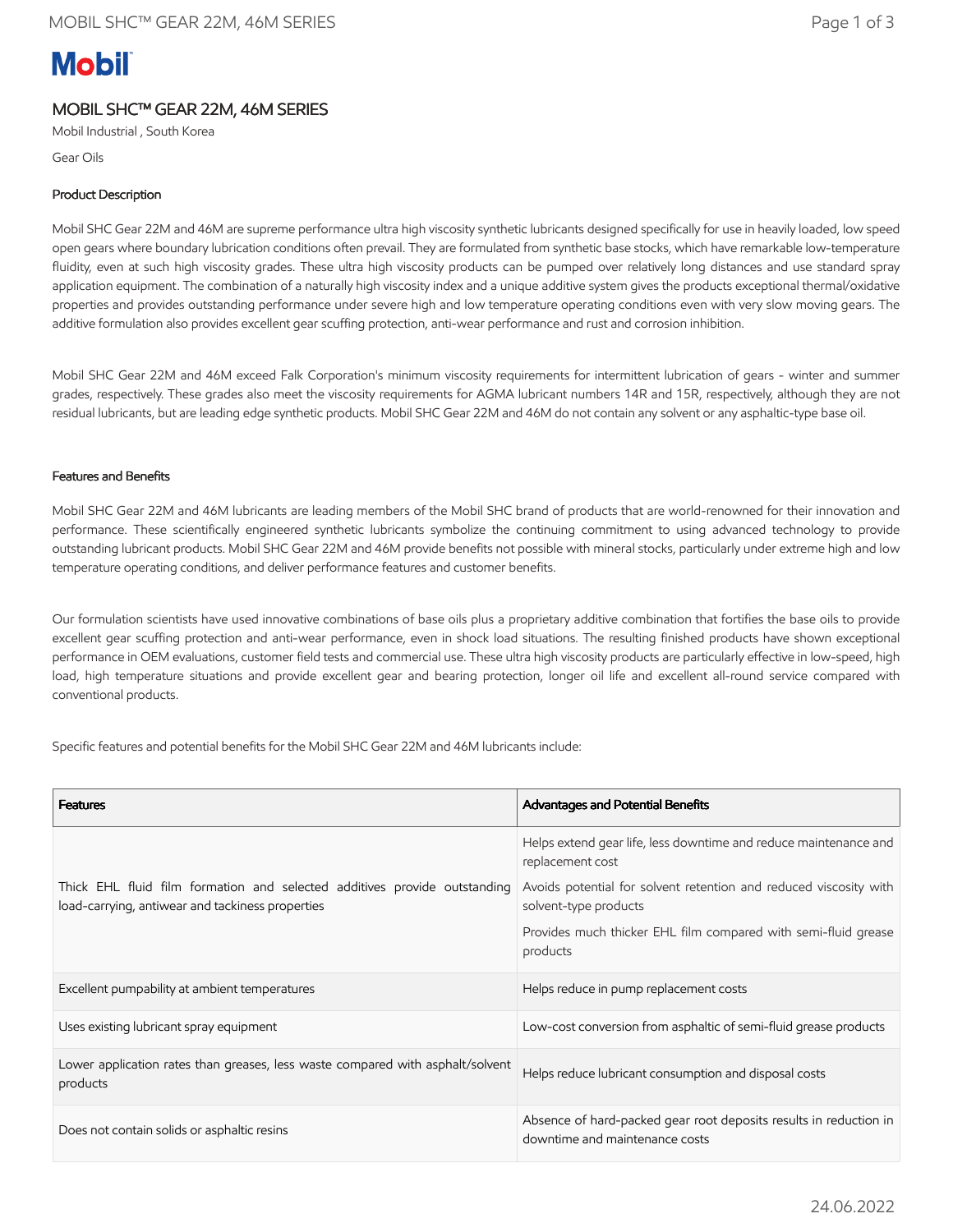# MOBIL SHC™ GEAR 22M, 46M SERIES

Mobil Industrial , South Korea

Gear Oils

## Product Description

Mobil SHC Gear 22M and 46M are supreme performance ultra high viscosity synthetic lubricants designed specifically for use in heavily loaded, low speed open gears where boundary lubrication conditions often prevail. They are formulated from synthetic base stocks, which have remarkable low-temperature fluidity, even at such high viscosity grades. These ultra high viscosity products can be pumped over relatively long distances and use standard spray application equipment. The combination of a naturally high viscosity index and a unique additive system gives the products exceptional thermal/oxidative properties and provides outstanding performance under severe high and low temperature operating conditions even with very slow moving gears. The additive formulation also provides excellent gear scuffing protection, anti-wear performance and rust and corrosion inhibition.

Mobil SHC Gear 22M and 46M exceed Falk Corporation's minimum viscosity requirements for intermittent lubrication of gears - winter and summer grades, respectively. These grades also meet the viscosity requirements for AGMA lubricant numbers 14R and 15R, respectively, although they are not residual lubricants, but are leading edge synthetic products. Mobil SHC Gear 22M and 46M do not contain any solvent or any asphaltic-type base oil.

## Features and Benefits

Mobil SHC Gear 22M and 46M lubricants are leading members of the Mobil SHC brand of products that are world-renowned for their innovation and performance. These scientifically engineered synthetic lubricants symbolize the continuing commitment to using advanced technology to provide outstanding lubricant products. Mobil SHC Gear 22M and 46M provide benefits not possible with mineral stocks, particularly under extreme high and low temperature operating conditions, and deliver performance features and customer benefits.

Our formulation scientists have used innovative combinations of base oils plus a proprietary additive combination that fortifies the base oils to provide excellent gear scuffing protection and anti-wear performance, even in shock load situations. The resulting finished products have shown exceptional performance in OEM evaluations, customer field tests and commercial use. These ultra high viscosity products are particularly effective in low-speed, high load, high temperature situations and provide excellent gear and bearing protection, longer oil life and excellent all-round service compared with conventional products.

Specific features and potential benefits for the Mobil SHC Gear 22M and 46M lubricants include:

| Features | Advantages and Potential Benefits |
| --- | --- |
| Thick EHL fluid film formation and selected additives provide outstanding load-carrying, antiwear and tackiness properties | Helps extend gear life, less downtime and reduce maintenance and replacement cost<br>Avoids potential for solvent retention and reduced viscosity with solvent-type products<br>Provides much thicker EHL film compared with semi-fluid grease products |
| Excellent pumpability at ambient temperatures | Helps reduce in pump replacement costs |
| Uses existing lubricant spray equipment | Low-cost conversion from asphaltic of semi-fluid grease products |
| Lower application rates than greases, less waste compared with asphalt/solvent products | Helps reduce lubricant consumption and disposal costs |
| Does not contain solids or asphaltic resins | Absence of hard-packed gear root deposits results in reduction in downtime and maintenance costs |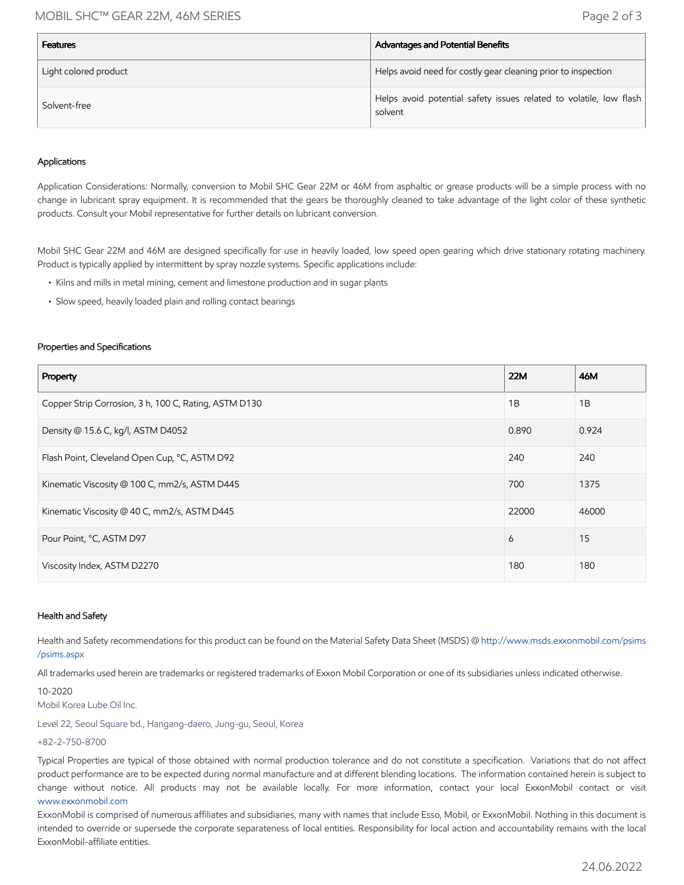| Features | Advantages and Potential Benefits |
|---|---|
| Light colored product | Helps avoid need for costly gear cleaning prior to inspection |
| Solvent-free | Helps avoid potential safety issues related to volatile, low flash solvent |

### Applications

Application Considerations: Normally, conversion to Mobil SHC Gear 22M or 46M from asphaltic or grease products will be a simple process with no change in lubricant spray equipment. It is recommended that the gears be thoroughly cleaned to take advantage of the light color of these synthetic products. Consult your Mobil representative for further details on lubricant conversion.

Mobil SHC Gear 22M and 46M are designed specifically for use in heavily loaded, low speed open gearing which drive stationary rotating machinery. Product is typically applied by intermittent by spray nozzle systems. Specific applications include:

- Kilns and mills in metal mining, cement and limestone production and in sugar plants
- Slow speed, heavily loaded plain and rolling contact bearings

### Properties and Specifications

| Property | 22M | 46M |
|---|---|---|
| Copper Strip Corrosion, 3 h, 100 C, Rating, ASTM D130 | 1B | 1B |
| Density @ 15.6 C, kg/l, ASTM D4052 | 0.890 | 0.924 |
| Flash Point, Cleveland Open Cup, °C, ASTM D92 | 240 | 240 |
| Kinematic Viscosity @ 100 C, mm2/s, ASTM D445 | 700 | 1375 |
| Kinematic Viscosity @ 40 C, mm2/s, ASTM D445 | 22000 | 46000 |
| Pour Point, °C, ASTM D97 | 6 | 15 |
| Viscosity Index, ASTM D2270 | 180 | 180 |

### Health and Safety

Health and Safety recommendations for this product can be found on the Material Safety Data Sheet (MSDS) @ http://www.msds.exxonmobil.com/psims/psims.aspx

All trademarks used herein are trademarks or registered trademarks of Exxon Mobil Corporation or one of its subsidiaries unless indicated otherwise.

10-2020

Mobil Korea Lube Oil Inc.

Level 22, Seoul Square bd., Hangang-daero, Jung-gu, Seoul, Korea

+82-2-750-8700

Typical Properties are typical of those obtained with normal production tolerance and do not constitute a specification. Variations that do not affect product performance are to be expected during normal manufacture and at different blending locations. The information contained herein is subject to change without notice. All products may not be available locally. For more information, contact your local ExxonMobil contact or visit www.exxonmobil.com

ExxonMobil is comprised of numerous affiliates and subsidiaries, many with names that include Esso, Mobil, or ExxonMobil. Nothing in this document is intended to override or supersede the corporate separateness of local entities. Responsibility for local action and accountability remains with the local ExxonMobil-affiliate entities.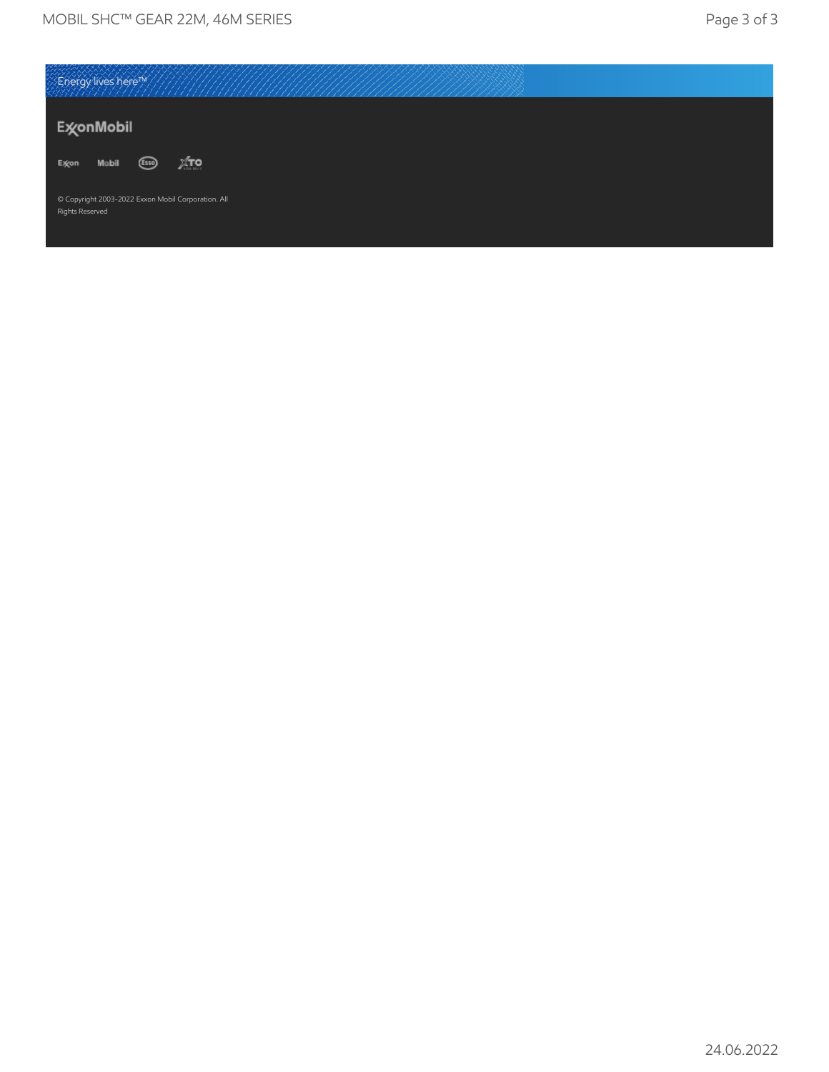Energy lives here™

ExxonMobil

Exxon Mobil Esso XTO

© Copyright 2003-2022 Exxon Mobil Corporation. All Rights Reserved